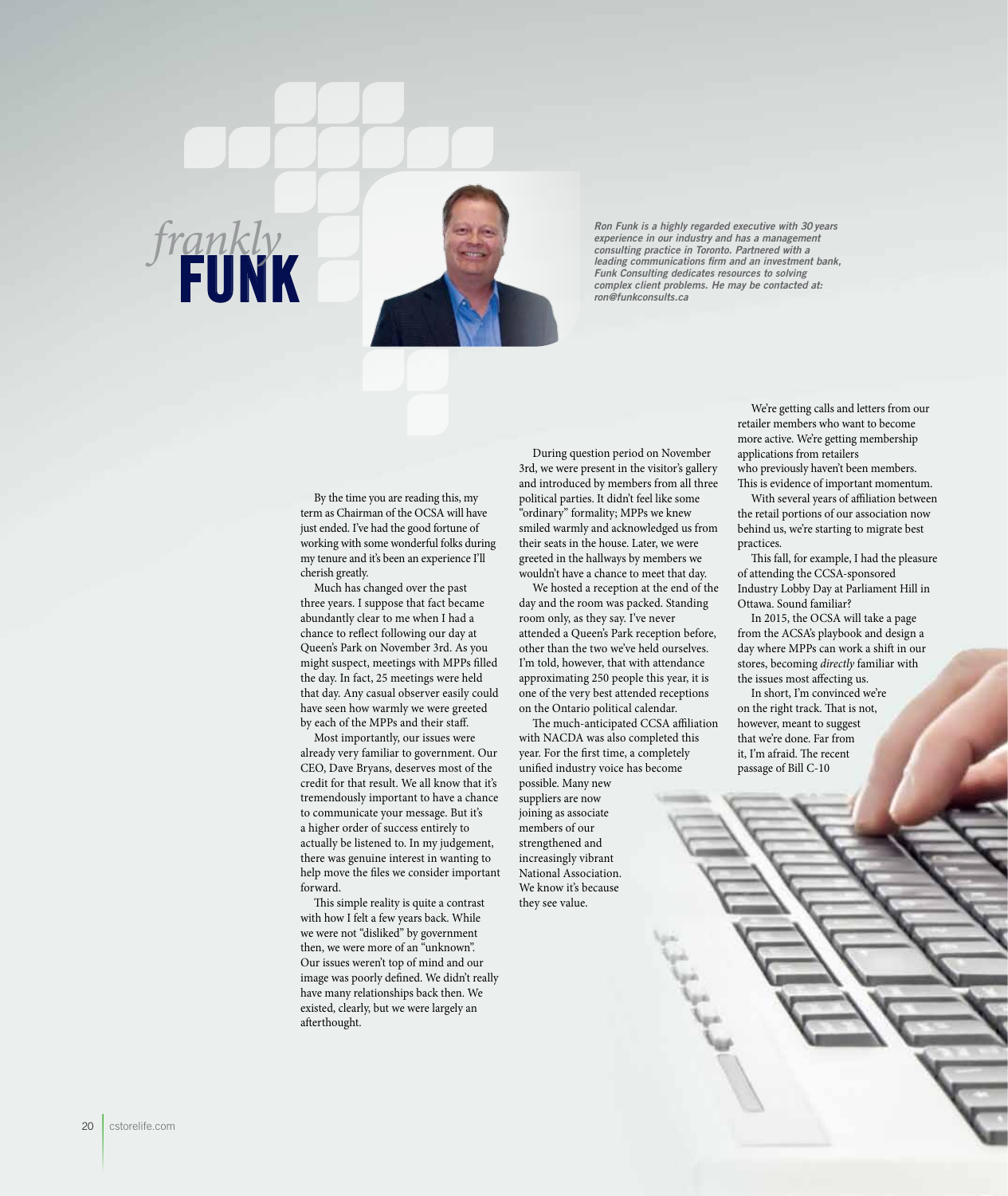# *frankly* FUNK

*Ron Funk is a highly regarded executive with 30 years experience in our industry and has a management consulting practice in Toronto. Partnered with a leading communications firm and an investment bank, Funk Consulting dedicates resources to solving complex client problems. He may be contacted at: ron@funkconsults.ca*

By the time you are reading this, my term as Chairman of the OCSA will have just ended. I've had the good fortune of working with some wonderful folks during my tenure and it's been an experience I'll cherish greatly.

Much has changed over the past three years. I suppose that fact became abundantly clear to me when I had a chance to reflect following our day at Queen's Park on November 3rd. As you might suspect, meetings with MPPs filled the day. In fact, 25 meetings were held that day. Any casual observer easily could have seen how warmly we were greeted by each of the MPPs and their staff.

Most importantly, our issues were already very familiar to government. Our CEO, Dave Bryans, deserves most of the credit for that result. We all know that it's tremendously important to have a chance to communicate your message. But it's a higher order of success entirely to actually be listened to. In my judgement, there was genuine interest in wanting to help move the files we consider important forward.

This simple reality is quite a contrast with how I felt a few years back. While we were not "disliked" by government then, we were more of an "unknown". Our issues weren't top of mind and our image was poorly defined. We didn't really have many relationships back then. We existed, clearly, but we were largely an afterthought.

During question period on November 3rd, we were present in the visitor's gallery and introduced by members from all three political parties. It didn't feel like some "ordinary" formality; MPPs we knew smiled warmly and acknowledged us from their seats in the house. Later, we were greeted in the hallways by members we wouldn't have a chance to meet that day.

We hosted a reception at the end of the day and the room was packed. Standing room only, as they say. I've never attended a Queen's Park reception before, other than the two we've held ourselves. I'm told, however, that with attendance approximating 250 people this year, it is one of the very best attended receptions on the Ontario political calendar.

The much-anticipated CCSA affiliation with NACDA was also completed this year. For the first time, a completely unified industry voice has become possible. Many new suppliers are now joining as associate members of our strengthened and increasingly vibrant National Association. We know it's because they see value.

We're getting calls and letters from our retailer members who want to become more active. We're getting membership applications from retailers who previously haven't been members. This is evidence of important momentum.

With several years of affiliation between the retail portions of our association now behind us, we're starting to migrate best practices.

This fall, for example, I had the pleasure of attending the CCSA-sponsored Industry Lobby Day at Parliament Hill in Ottawa. Sound familiar?

In 2015, the OCSA will take a page from the ACSA's playbook and design a day where MPPs can work a shift in our stores, becoming *directly* familiar with the issues most affecting us.

In short, I'm convinced we're on the right track. That is not, however, meant to suggest that we're done. Far from it, I'm afraid. The recent passage of Bill C-10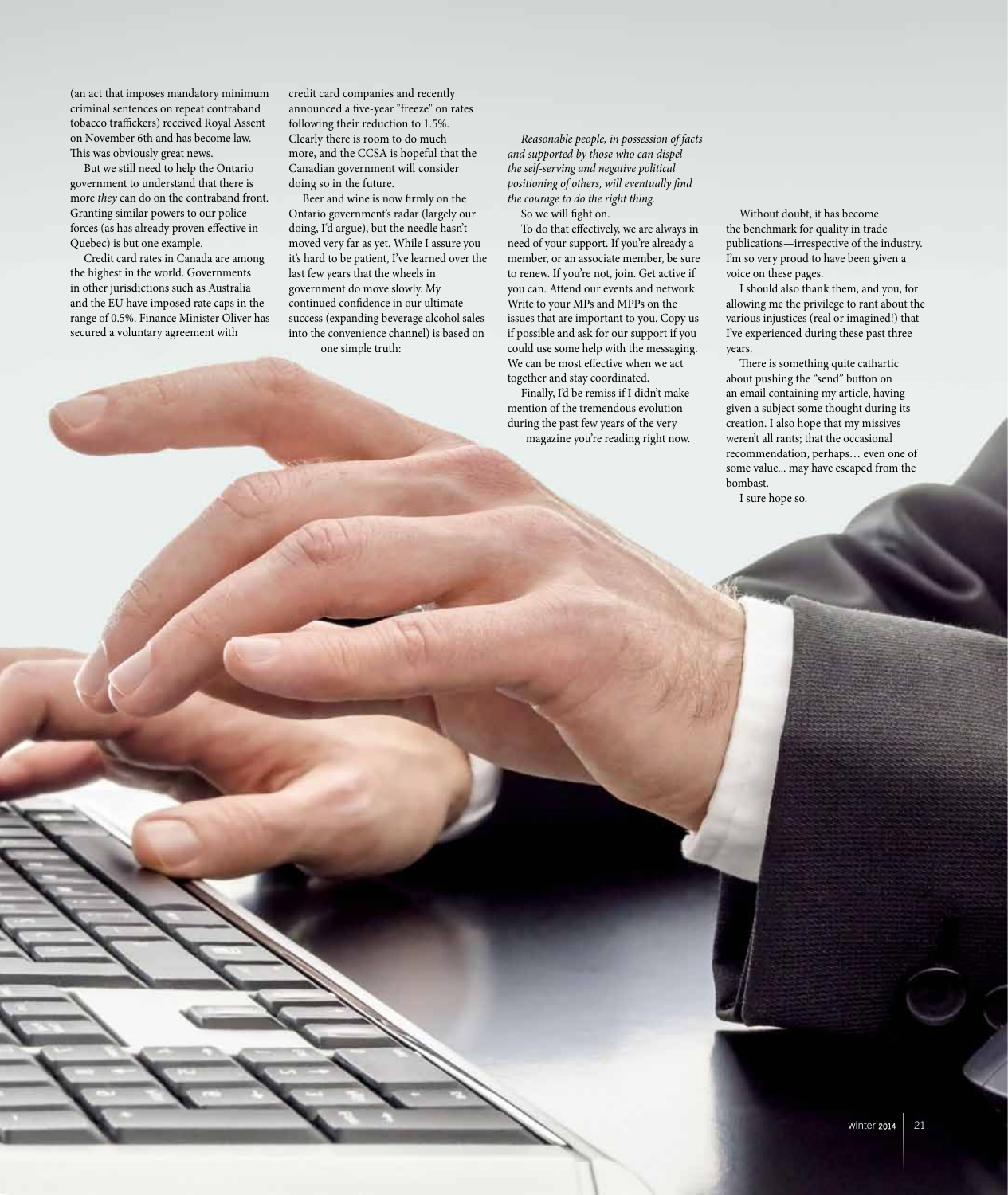(an act that imposes mandatory minimum criminal sentences on repeat contraband tobacco traffickers) received Royal Assent on November 6th and has become law. This was obviously great news.

But we still need to help the Ontario government to understand that there is more *they* can do on the contraband front. Granting similar powers to our police forces (as has already proven effective in Quebec) is but one example.

Credit card rates in Canada are among the highest in the world. Governments in other jurisdictions such as Australia and the EU have imposed rate caps in the range of 0.5%. Finance Minister Oliver has secured a voluntary agreement with credit card companies and recently announced a five-year "freeze" on rates following their reduction to 1.5%. Clearly there is room to do much more, and the CCSA is hopeful that the Canadian government will consider doing so in the future.

Beer and wine is now firmly on the Ontario government's radar (largely our doing, I'd argue), but the needle hasn't moved very far as yet. While I assure you it's hard to be patient, I've learned over the last few years that the wheels in government do move slowly. My continued confidence in our ultimate success (expanding beverage alcohol sales into the convenience channel) is based on one simple truth:

*Reasonable people, in possession of facts and supported by those who can dispel the self-serving and negative political positioning of others, will eventually find the courage to do the right thing.*

So we will fight on.

To do that effectively, we are always in need of your support. If you're already a member, or an associate member, be sure to renew. If you're not, join. Get active if you can. Attend our events and network. Write to your MPs and MPPs on the issues that are important to you. Copy us if possible and ask for our support if you could use some help with the messaging. We can be most effective when we act together and stay coordinated.

Finally, I'd be remiss if I didn't make mention of the tremendous evolution during the past few years of the very magazine you're reading right now.

Without doubt, it has become the benchmark for quality in trade publications—irrespective of the industry. I'm so very proud to have been given a voice on these pages.

I should also thank them, and you, for allowing me the privilege to rant about the various injustices (real or imagined!) that I've experienced during these past three years.

There is something quite cathartic about pushing the "send" button on an email containing my article, having given a subject some thought during its creation. I also hope that my missives weren't all rants; that the occasional recommendation, perhaps… even one of some value... may have escaped from the bombast.

I sure hope so.